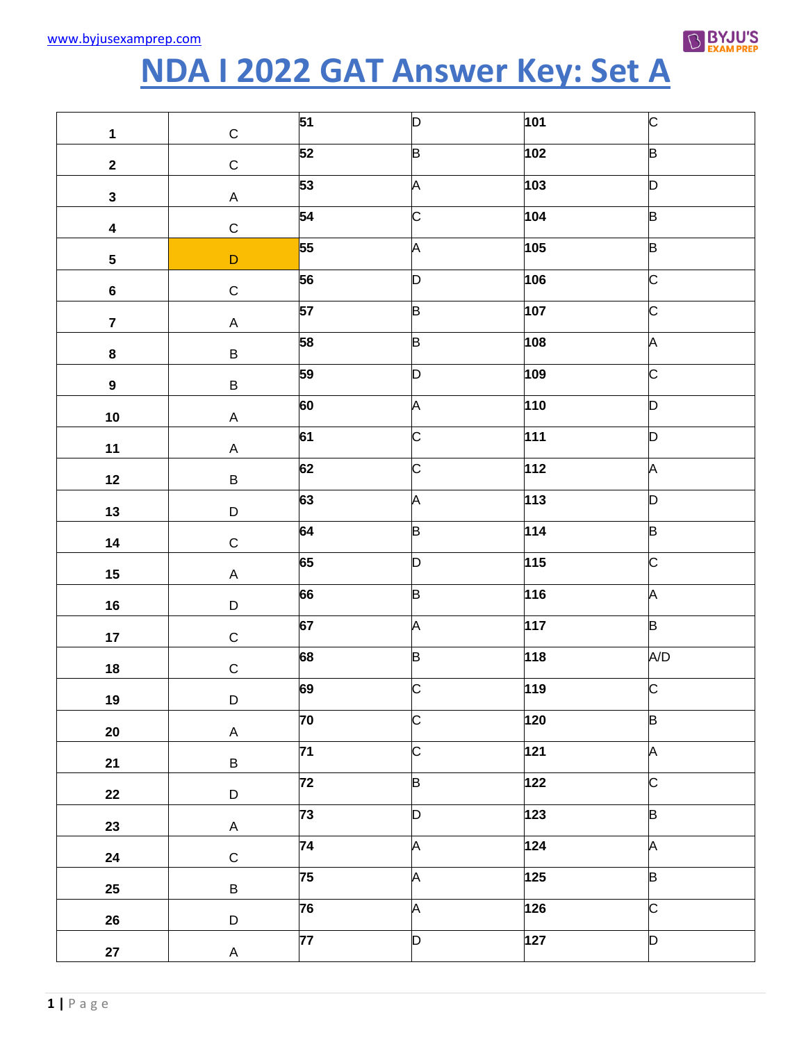# NDA I 2022 GAT Answer Key: Set A

| | | | | | |
|---|---|---|---|---|---|
| 1 | C | 51 | D | 101 | C |
| 2 | C | 52 | B | 102 | B |
| 3 | A | 53 | A | 103 | D |
| 4 | C | 54 | C | 104 | B |
| 5 | D | 55 | A | 105 | B |
| 6 | C | 56 | D | 106 | C |
| 7 | A | 57 | B | 107 | C |
| 8 | B | 58 | B | 108 | A |
| 9 | B | 59 | D | 109 | C |
| 10 | A | 60 | A | 110 | D |
| 11 | A | 61 | C | 111 | D |
| 12 | B | 62 | C | 112 | A |
| 13 | D | 63 | A | 113 | D |
| 14 | C | 64 | B | 114 | B |
| 15 | A | 65 | D | 115 | C |
| 16 | D | 66 | B | 116 | A |
| 17 | C | 67 | A | 117 | B |
| 18 | C | 68 | B | 118 | A/D |
| 19 | D | 69 | C | 119 | C |
| 20 | A | 70 | C | 120 | B |
| 21 | B | 71 | C | 121 | A |
| 22 | D | 72 | B | 122 | C |
| 23 | A | 73 | D | 123 | B |
| 24 | C | 74 | A | 124 | A |
| 25 | B | 75 | A | 125 | B |
| 26 | D | 76 | A | 126 | C |
| 27 | A | 77 | D | 127 | D |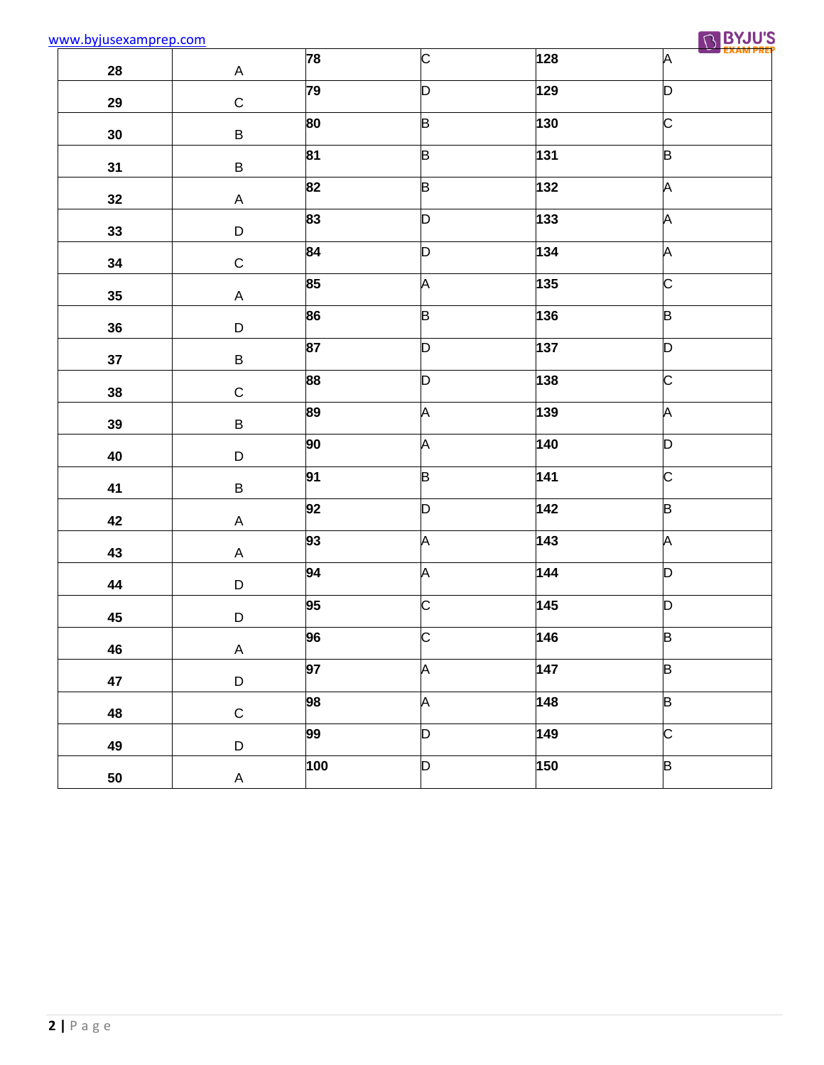| | | | | | |
|---|---|---|---|---|---|
| 28 | A | 78 | C | 128 | A |
| 29 | C | 79 | D | 129 | D |
| 30 | B | 80 | B | 130 | C |
| 31 | B | 81 | B | 131 | B |
| 32 | A | 82 | B | 132 | A |
| 33 | D | 83 | D | 133 | A |
| 34 | C | 84 | D | 134 | A |
| 35 | A | 85 | A | 135 | C |
| 36 | D | 86 | B | 136 | B |
| 37 | B | 87 | D | 137 | D |
| 38 | C | 88 | D | 138 | C |
| 39 | B | 89 | A | 139 | A |
| 40 | D | 90 | A | 140 | D |
| 41 | B | 91 | B | 141 | C |
| 42 | A | 92 | D | 142 | B |
| 43 | A | 93 | A | 143 | A |
| 44 | D | 94 | A | 144 | D |
| 45 | D | 95 | C | 145 | D |
| 46 | A | 96 | C | 146 | B |
| 47 | D | 97 | A | 147 | B |
| 48 | C | 98 | A | 148 | B |
| 49 | D | 99 | D | 149 | C |
| 50 | A | 100 | D | 150 | B |